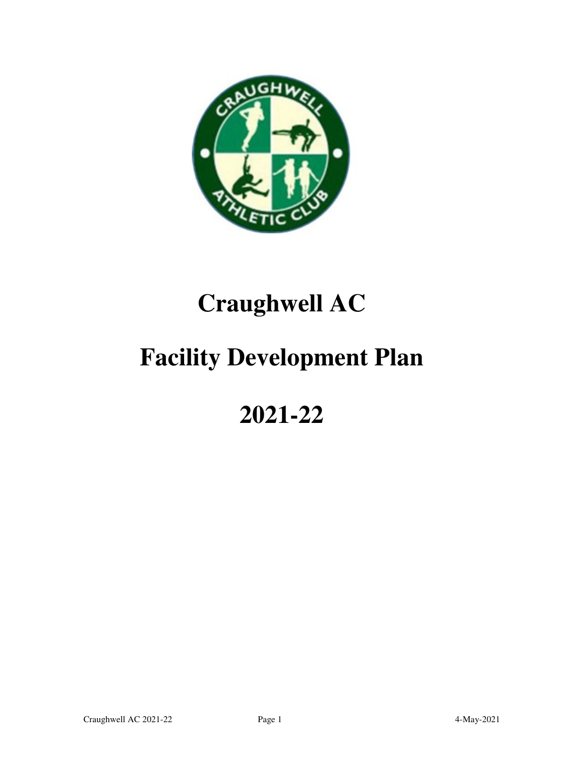# Craughwell AC

# Facility Development Plan

# 2021-22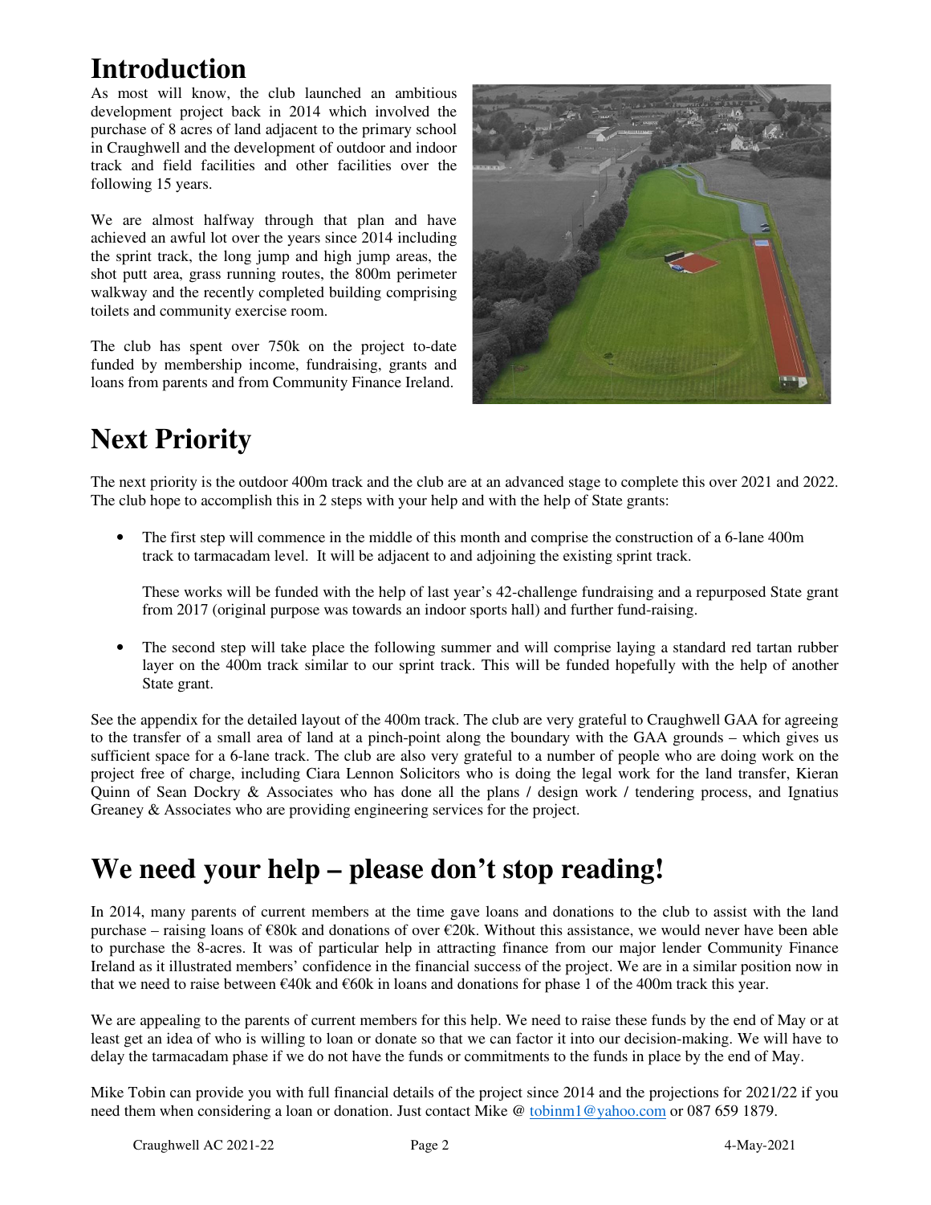# Introduction

As most will know, the club launched an ambitious development project back in 2014 which involved the purchase of 8 acres of land adjacent to the primary school in Craughwell and the development of outdoor and indoor track and field facilities and other facilities over the following 15 years.

We are almost halfway through that plan and have achieved an awful lot over the years since 2014 including the sprint track, the long jump and high jump areas, the shot putt area, grass running routes, the 800m perimeter walkway and the recently completed building comprising toilets and community exercise room.

The club has spent over 750k on the project to-date funded by membership income, fundraising, grants and loans from parents and from Community Finance Ireland.

# Next Priority

The next priority is the outdoor 400m track and the club are at an advanced stage to complete this over 2021 and 2022. The club hope to accomplish this in 2 steps with your help and with the help of State grants:

- The first step will commence in the middle of this month and comprise the construction of a 6-lane 400m track to tarmacadam level. It will be adjacent to and adjoining the existing sprint track.

  These works will be funded with the help of last year's 42-challenge fundraising and a repurposed State grant from 2017 (original purpose was towards an indoor sports hall) and further fund-raising.

- The second step will take place the following summer and will comprise laying a standard red tartan rubber layer on the 400m track similar to our sprint track. This will be funded hopefully with the help of another State grant.

See the appendix for the detailed layout of the 400m track. The club are very grateful to Craughwell GAA for agreeing to the transfer of a small area of land at a pinch-point along the boundary with the GAA grounds – which gives us sufficient space for a 6-lane track. The club are also very grateful to a number of people who are doing work on the project free of charge, including Ciara Lennon Solicitors who is doing the legal work for the land transfer, Kieran Quinn of Sean Dockry & Associates who has done all the plans / design work / tendering process, and Ignatius Greaney & Associates who are providing engineering services for the project.

# We need your help – please don't stop reading!

In 2014, many parents of current members at the time gave loans and donations to the club to assist with the land purchase – raising loans of €80k and donations of over €20k. Without this assistance, we would never have been able to purchase the 8-acres. It was of particular help in attracting finance from our major lender Community Finance Ireland as it illustrated members' confidence in the financial success of the project. We are in a similar position now in that we need to raise between €40k and €60k in loans and donations for phase 1 of the 400m track this year.

We are appealing to the parents of current members for this help. We need to raise these funds by the end of May or at least get an idea of who is willing to loan or donate so that we can factor it into our decision-making. We will have to delay the tarmacadam phase if we do not have the funds or commitments to the funds in place by the end of May.

Mike Tobin can provide you with full financial details of the project since 2014 and the projections for 2021/22 if you need them when considering a loan or donation. Just contact Mike @ tobinm1@yahoo.com or 087 659 1879.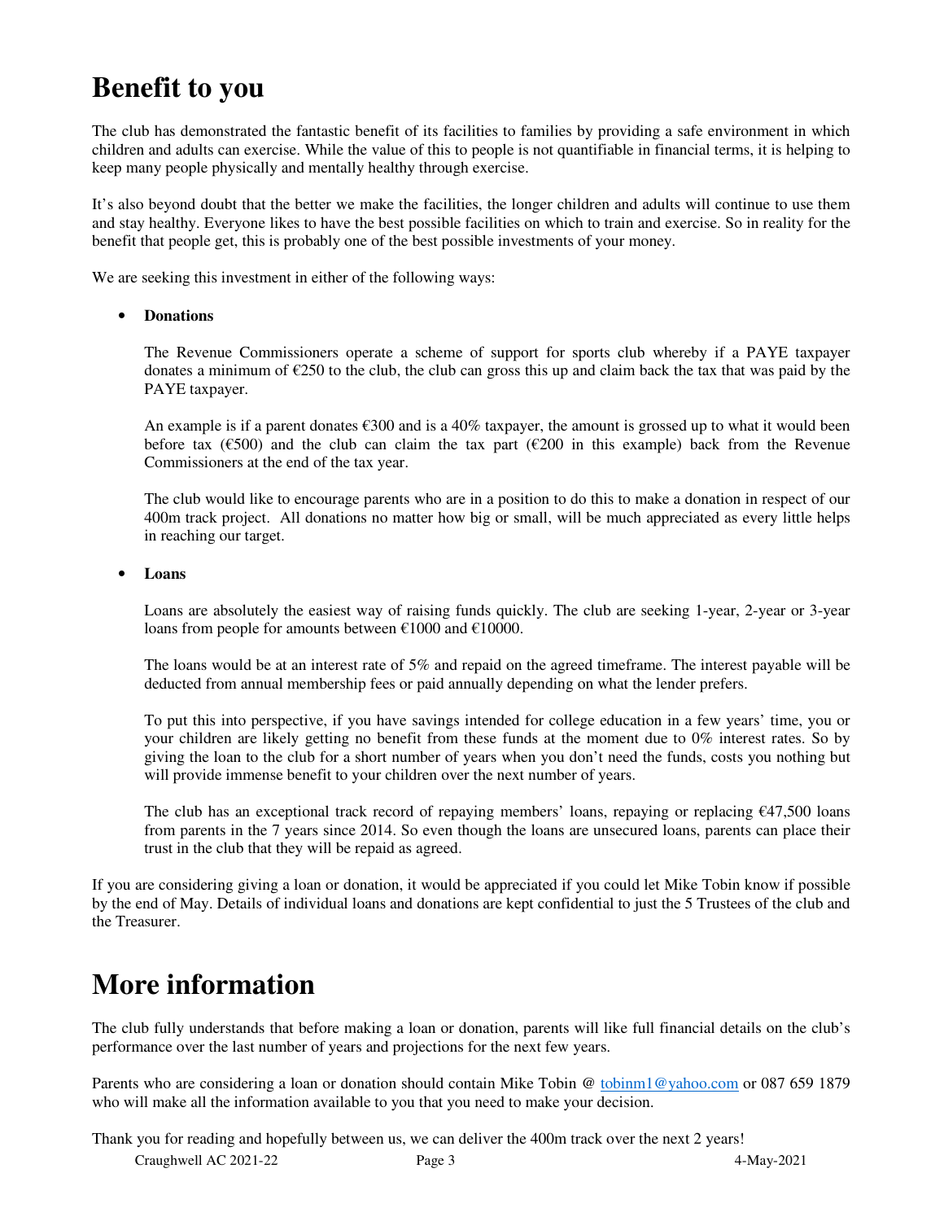# Benefit to you

The club has demonstrated the fantastic benefit of its facilities to families by providing a safe environment in which children and adults can exercise. While the value of this to people is not quantifiable in financial terms, it is helping to keep many people physically and mentally healthy through exercise.

It's also beyond doubt that the better we make the facilities, the longer children and adults will continue to use them and stay healthy. Everyone likes to have the best possible facilities on which to train and exercise. So in reality for the benefit that people get, this is probably one of the best possible investments of your money.

We are seeking this investment in either of the following ways:

- **Donations**

  The Revenue Commissioners operate a scheme of support for sports club whereby if a PAYE taxpayer donates a minimum of €250 to the club, the club can gross this up and claim back the tax that was paid by the PAYE taxpayer.

  An example is if a parent donates €300 and is a 40% taxpayer, the amount is grossed up to what it would been before tax (€500) and the club can claim the tax part (€200 in this example) back from the Revenue Commissioners at the end of the tax year.

  The club would like to encourage parents who are in a position to do this to make a donation in respect of our 400m track project. All donations no matter how big or small, will be much appreciated as every little helps in reaching our target.

- **Loans**

  Loans are absolutely the easiest way of raising funds quickly. The club are seeking 1-year, 2-year or 3-year loans from people for amounts between €1000 and €10000.

  The loans would be at an interest rate of 5% and repaid on the agreed timeframe. The interest payable will be deducted from annual membership fees or paid annually depending on what the lender prefers.

  To put this into perspective, if you have savings intended for college education in a few years' time, you or your children are likely getting no benefit from these funds at the moment due to 0% interest rates. So by giving the loan to the club for a short number of years when you don't need the funds, costs you nothing but will provide immense benefit to your children over the next number of years.

  The club has an exceptional track record of repaying members' loans, repaying or replacing €47,500 loans from parents in the 7 years since 2014. So even though the loans are unsecured loans, parents can place their trust in the club that they will be repaid as agreed.

If you are considering giving a loan or donation, it would be appreciated if you could let Mike Tobin know if possible by the end of May. Details of individual loans and donations are kept confidential to just the 5 Trustees of the club and the Treasurer.

# More information

The club fully understands that before making a loan or donation, parents will like full financial details on the club's performance over the last number of years and projections for the next few years.

Parents who are considering a loan or donation should contain Mike Tobin @ tobinm1@yahoo.com or 087 659 1879 who will make all the information available to you that you need to make your decision.

Thank you for reading and hopefully between us, we can deliver the 400m track over the next 2 years!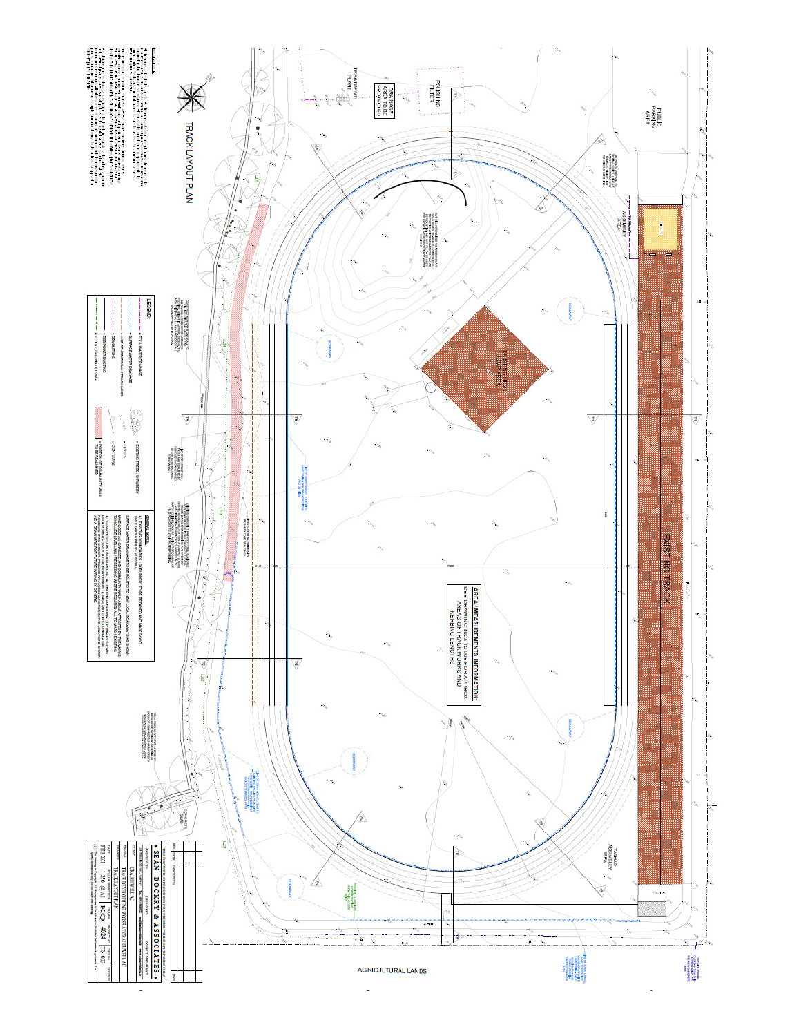# TRACK LAYOUT PLAN

EXISTING TRACK

PUBLIC PARKING AREA

TARMAC ASSEMBLEY AREA

TREATMENT PLANT

POLISHING FILTER

DRAINAGE AREA TO BE PROTECTED

LONG JUMP AREA

AREA MEASUREMENTS INFORMATION:
SEE DRAWING 4024_T2-006 FOR APPROX. AREAS OF TRACK WORKS AND KERBING LENGTHS

CONCRETE SLAB

AGRICULTURAL LANDS

## LEGEND:

- FOUL WATER DRAINAGE
- SURFACE WATER DRAINAGE
- LINE OF ADDITIONAL STRAIGHT LANES
- DEMOLITIONS
- ESB POWER DUCTING
- FLOOD LIGHTING DUCTING
- EXISTING TREES / SHRUBBERY
- LEVELS
- CONTOURS
- PORTION OF COMMUNITY WALK TO BE REALIGNED

## GENERAL NOTES:

ALL EXISTING BOUNDARIES / SHRUBBERY TO BE RETAINED AND MADE GOOD THROUGHOUT WORKS.

SURFACE WATER DRAINAGE TO BE ROUTED TO NEW LOCAL SOAKAWAYS AS SHOWN.

MAKE GOOD ALL GRASSED AND COMMUNITY WALK AREAS AFFECTED BY THE WORKS.

**SEAN DOCKRY & ASSOCIATES**

ARCHITECTS | PROJECT MANAGERS

CLIENT: CRAUGHWELL AC

PROJECT: TRACK DEVELOPMENT WORKS AT CRAUGHWELL AC

DRAWING: TRACK LAYOUT PLAN

DATE: FEB 2021 | SCALE: 1:250 @ A1 | DRAWN: KO | PROJECT NO.: 4024 | DRAWING NO.: T2-003